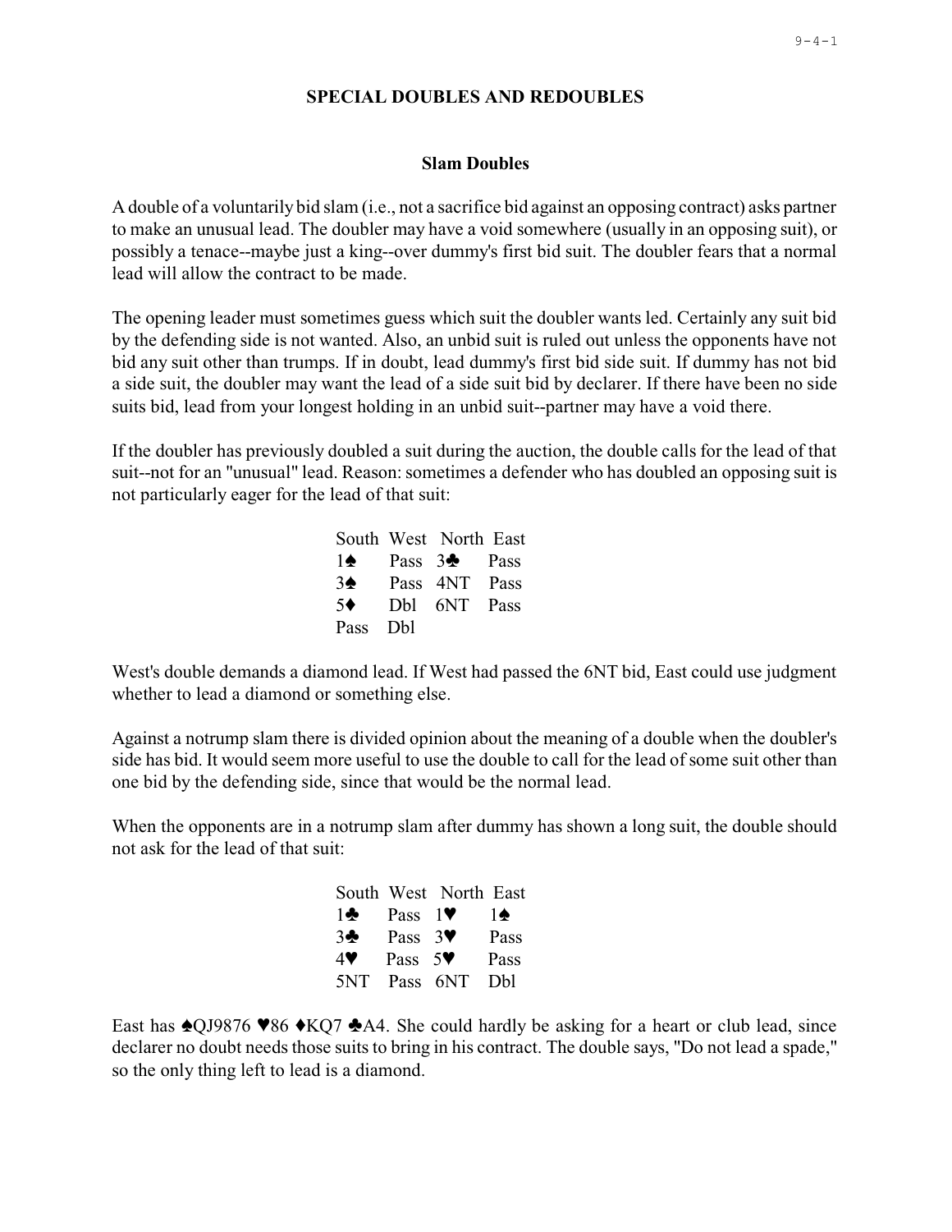# SPECIAL DOUBLES AND REDOUBLES

## Slam Doubles

A double of a voluntarily bid slam (i.e., not a sacrifice bid against an opposing contract) asks partner to make an unusual lead. The doubler may have a void somewhere (usually in an opposing suit), or possibly a tenace--maybe just a king--over dummy's first bid suit. The doubler fears that a normal lead will allow the contract to be made.

The opening leader must sometimes guess which suit the doubler wants led. Certainly any suit bid by the defending side is not wanted. Also, an unbid suit is ruled out unless the opponents have not bid any suit other than trumps. If in doubt, lead dummy's first bid side suit. If dummy has not bid a side suit, the doubler may want the lead of a side suit bid by declarer. If there have been no side suits bid, lead from your longest holding in an unbid suit--partner may have a void there.

If the doubler has previously doubled a suit during the auction, the double calls for the lead of that suit--not for an "unusual" lead. Reason: sometimes a defender who has doubled an opposing suit is not particularly eager for the lead of that suit:

| South | West | North | East |
|---|---|---|---|
| 1♠ | Pass | 3♣ | Pass |
| 3♠ | Pass | 4NT | Pass |
| 5♦ | Dbl | 6NT | Pass |
| Pass | Dbl | | |

West's double demands a diamond lead. If West had passed the 6NT bid, East could use judgment whether to lead a diamond or something else.

Against a notrump slam there is divided opinion about the meaning of a double when the doubler's side has bid. It would seem more useful to use the double to call for the lead of some suit other than one bid by the defending side, since that would be the normal lead.

When the opponents are in a notrump slam after dummy has shown a long suit, the double should not ask for the lead of that suit:

| South | West | North | East |
|---|---|---|---|
| 1♣ | Pass | 1♥ | 1♠ |
| 3♣ | Pass | 3♥ | Pass |
| 4♥ | Pass | 5♥ | Pass |
| 5NT | Pass | 6NT | Dbl |

East has ♠QJ9876 ♥86 ♦KQ7 ♣A4. She could hardly be asking for a heart or club lead, since declarer no doubt needs those suits to bring in his contract. The double says, "Do not lead a spade," so the only thing left to lead is a diamond.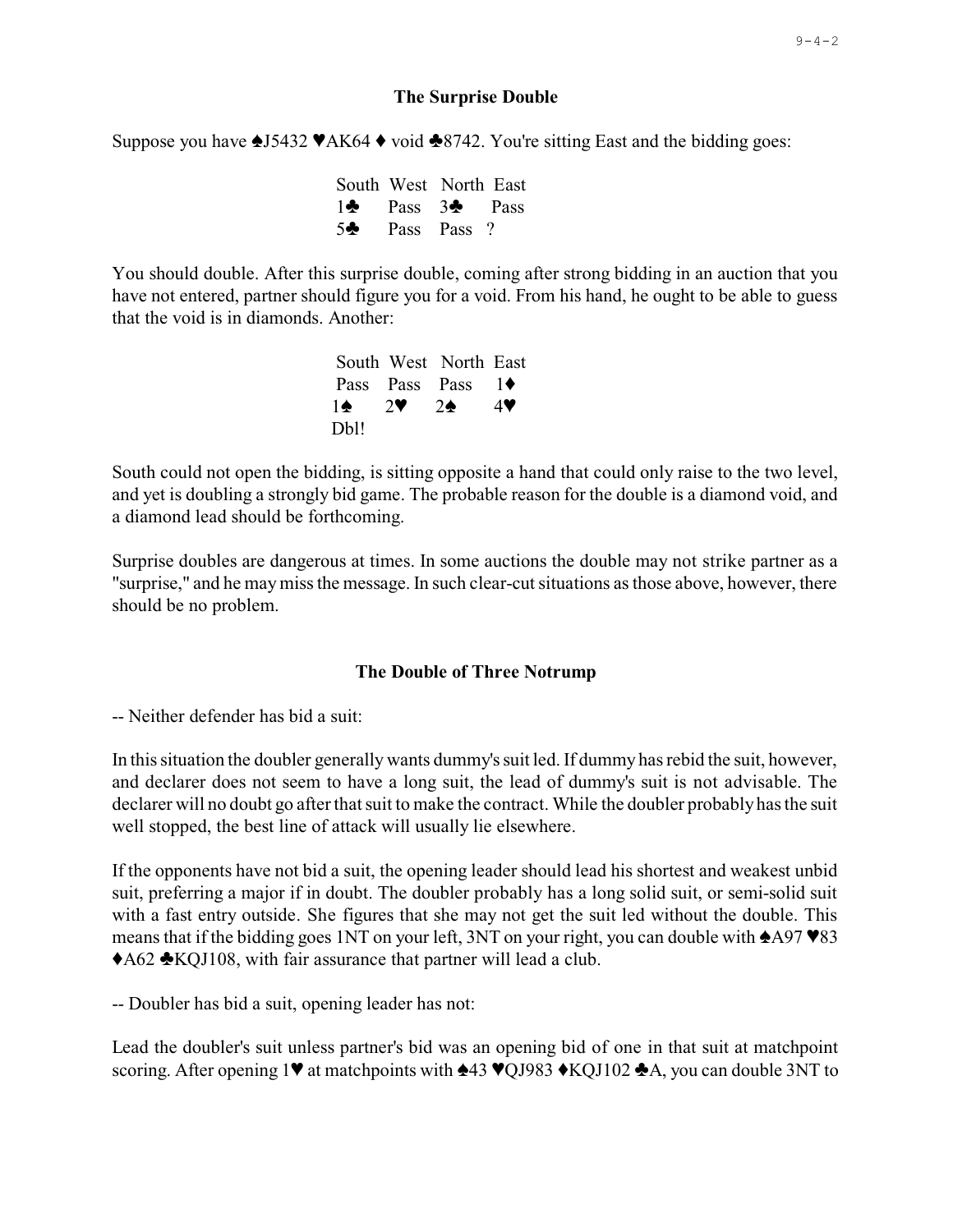### The Surprise Double

Suppose you have ♠J5432 ♥AK64 ♦ void ♣8742. You're sitting East and the bidding goes:

| South | West | North | East |
|---|---|---|---|
| 1♣ | Pass | 3♣ | Pass |
| 5♣ | Pass | Pass | ? |

You should double. After this surprise double, coming after strong bidding in an auction that you have not entered, partner should figure you for a void. From his hand, he ought to be able to guess that the void is in diamonds. Another:

| South | West | North | East |
|---|---|---|---|
| Pass | Pass | Pass | 1♦ |
| 1♠ | 2♥ | 2♠ | 4♥ |
| Dbl! | | | |

South could not open the bidding, is sitting opposite a hand that could only raise to the two level, and yet is doubling a strongly bid game. The probable reason for the double is a diamond void, and a diamond lead should be forthcoming.

Surprise doubles are dangerous at times. In some auctions the double may not strike partner as a "surprise," and he may miss the message. In such clear-cut situations as those above, however, there should be no problem.

### The Double of Three Notrump

-- Neither defender has bid a suit:

In this situation the doubler generally wants dummy's suit led. If dummy has rebid the suit, however, and declarer does not seem to have a long suit, the lead of dummy's suit is not advisable. The declarer will no doubt go after that suit to make the contract. While the doubler probably has the suit well stopped, the best line of attack will usually lie elsewhere.

If the opponents have not bid a suit, the opening leader should lead his shortest and weakest unbid suit, preferring a major if in doubt. The doubler probably has a long solid suit, or semi-solid suit with a fast entry outside. She figures that she may not get the suit led without the double. This means that if the bidding goes 1NT on your left, 3NT on your right, you can double with ♠A97 ♥83 ♦A62 ♣KQJ108, with fair assurance that partner will lead a club.

-- Doubler has bid a suit, opening leader has not:

Lead the doubler's suit unless partner's bid was an opening bid of one in that suit at matchpoint scoring. After opening 1♥ at matchpoints with ♠43 ♥QJ983 ♦KQJ102 ♣A, you can double 3NT to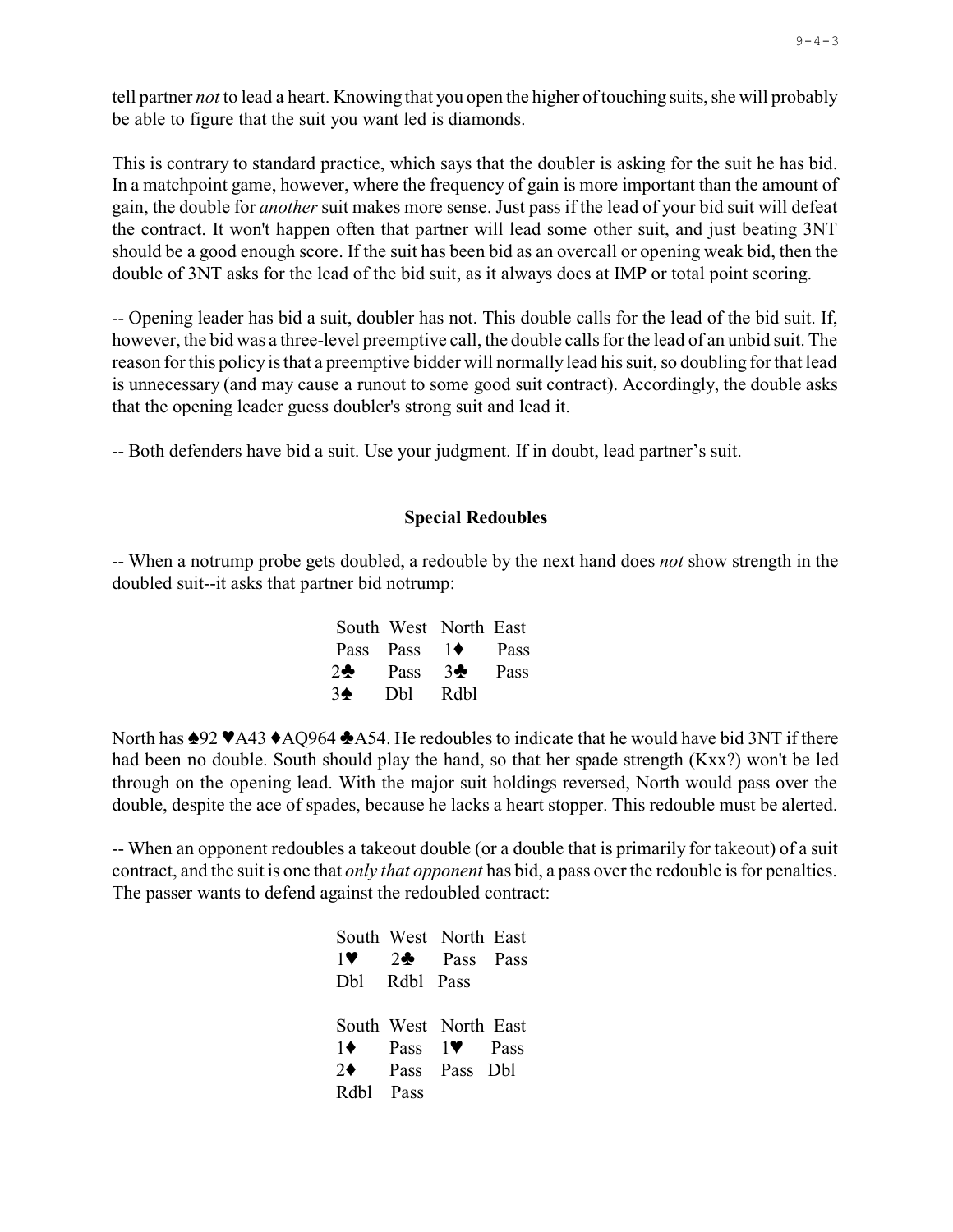tell partner *not* to lead a heart. Knowing that you open the higher of touching suits, she will probably be able to figure that the suit you want led is diamonds.

This is contrary to standard practice, which says that the doubler is asking for the suit he has bid. In a matchpoint game, however, where the frequency of gain is more important than the amount of gain, the double for *another* suit makes more sense. Just pass if the lead of your bid suit will defeat the contract. It won't happen often that partner will lead some other suit, and just beating 3NT should be a good enough score. If the suit has been bid as an overcall or opening weak bid, then the double of 3NT asks for the lead of the bid suit, as it always does at IMP or total point scoring.

-- Opening leader has bid a suit, doubler has not. This double calls for the lead of the bid suit. If, however, the bid was a three-level preemptive call, the double calls for the lead of an unbid suit. The reason for this policy is that a preemptive bidder will normally lead his suit, so doubling for that lead is unnecessary (and may cause a runout to some good suit contract). Accordingly, the double asks that the opening leader guess doubler's strong suit and lead it.

-- Both defenders have bid a suit. Use your judgment. If in doubt, lead partner's suit.

## Special Redoubles

-- When a notrump probe gets doubled, a redouble by the next hand does *not* show strength in the doubled suit--it asks that partner bid notrump:

| South | West | North | East |
|---|---|---|---|
| Pass | Pass | 1♦ | Pass |
| 2♣ | Pass | 3♣ | Pass |
| 3♠ | Dbl | Rdbl | |

North has ♠92 ♥A43 ♦AQ964 ♣A54. He redoubles to indicate that he would have bid 3NT if there had been no double. South should play the hand, so that her spade strength (Kxx?) won't be led through on the opening lead. With the major suit holdings reversed, North would pass over the double, despite the ace of spades, because he lacks a heart stopper. This redouble must be alerted.

-- When an opponent redoubles a takeout double (or a double that is primarily for takeout) of a suit contract, and the suit is one that *only that opponent* has bid, a pass over the redouble is for penalties. The passer wants to defend against the redoubled contract:

| South | West | North | East |
|---|---|---|---|
| 1♥ | 2♣ | Pass | Pass |
| Dbl | Rdbl | Pass | |

| South | West | North | East |
|---|---|---|---|
| 1♦ | Pass | 1♥ | Pass |
| 2♦ | Pass | Pass | Dbl |
| Rdbl | Pass | | |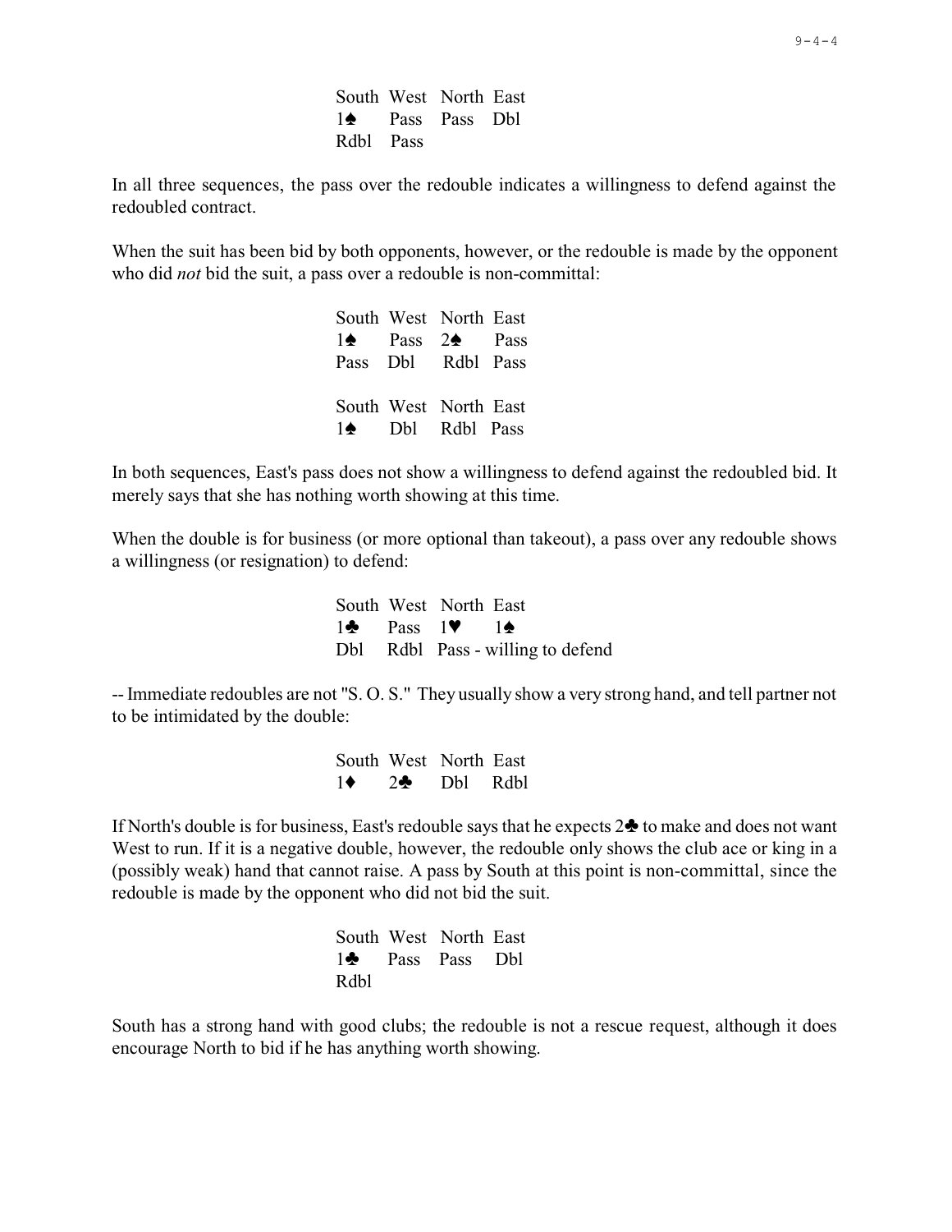| South | West | North | East |
|---|---|---|---|
| 1♠ | Pass | Pass | Dbl |
| Rdbl | Pass | | |

In all three sequences, the pass over the redouble indicates a willingness to defend against the redoubled contract.

When the suit has been bid by both opponents, however, or the redouble is made by the opponent who did *not* bid the suit, a pass over a redouble is non-committal:

| South | West | North | East |
|---|---|---|---|
| 1♠ | Pass | 2♠ | Pass |
| Pass | Dbl | Rdbl | Pass |

| South | West | North | East |
|---|---|---|---|
| 1♠ | Dbl | Rdbl | Pass |

In both sequences, East's pass does not show a willingness to defend against the redoubled bid. It merely says that she has nothing worth showing at this time.

When the double is for business (or more optional than takeout), a pass over any redouble shows a willingness (or resignation) to defend:

| South | West | North | East |
|---|---|---|---|
| 1♣ | Pass | 1♥ | 1♠ |
| Dbl | Rdbl | Pass - willing to defend | |

-- Immediate redoubles are not "S. O. S." They usually show a very strong hand, and tell partner not to be intimidated by the double:

| South | West | North | East |
|---|---|---|---|
| 1♦ | 2♣ | Dbl | Rdbl |

If North's double is for business, East's redouble says that he expects 2♣ to make and does not want West to run. If it is a negative double, however, the redouble only shows the club ace or king in a (possibly weak) hand that cannot raise. A pass by South at this point is non-committal, since the redouble is made by the opponent who did not bid the suit.

| South | West | North | East |
|---|---|---|---|
| 1♣ | Pass | Pass | Dbl |
| Rdbl | | | |

South has a strong hand with good clubs; the redouble is not a rescue request, although it does encourage North to bid if he has anything worth showing.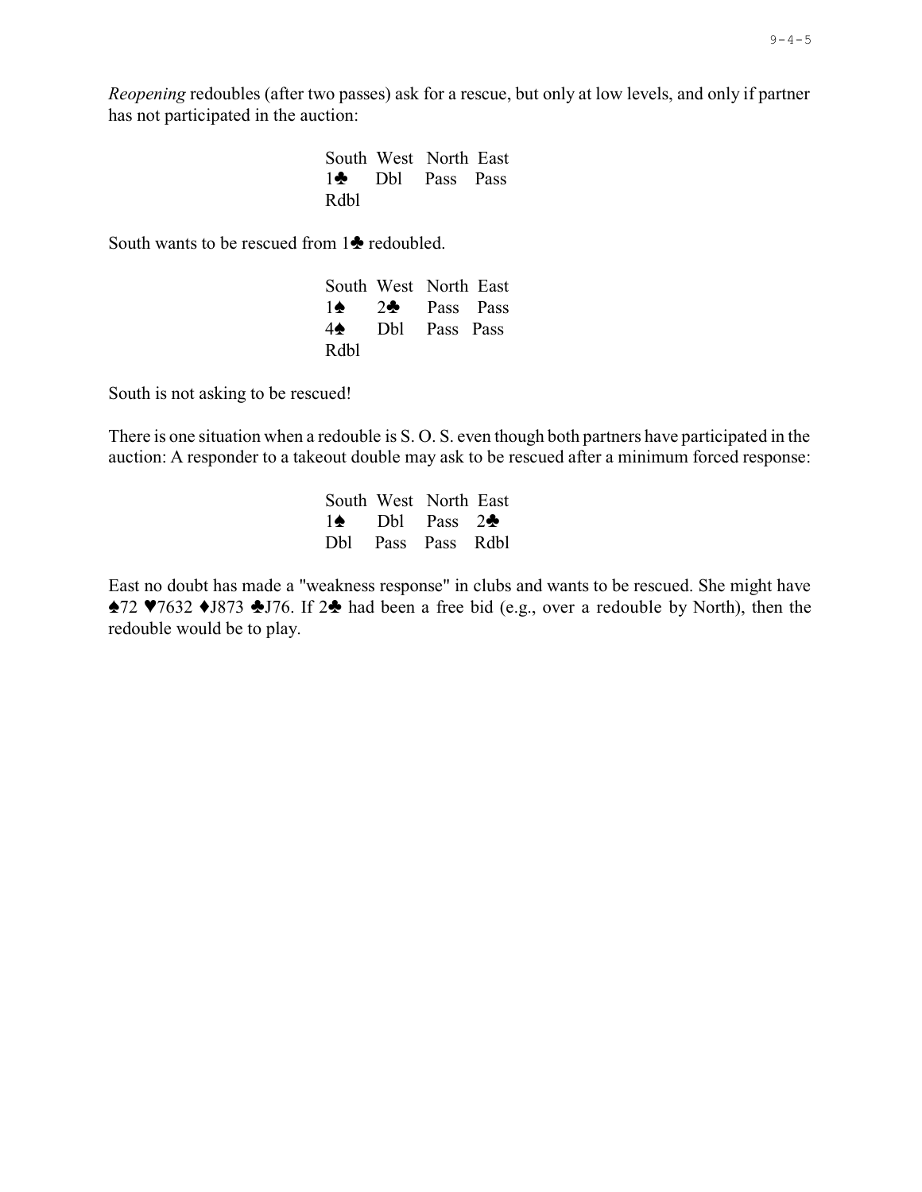*Reopening* redoubles (after two passes) ask for a rescue, but only at low levels, and only if partner has not participated in the auction:

| South | West | North | East |
|---|---|---|---|
| 1♣ | Dbl | Pass | Pass |
| Rdbl | | | |

South wants to be rescued from 1♣ redoubled.

| South | West | North | East |
|---|---|---|---|
| 1♠ | 2♣ | Pass | Pass |
| 4♠ | Dbl | Pass | Pass |
| Rdbl | | | |

South is not asking to be rescued!

There is one situation when a redouble is S. O. S. even though both partners have participated in the auction: A responder to a takeout double may ask to be rescued after a minimum forced response:

| South | West | North | East |
|---|---|---|---|
| 1♠ | Dbl | Pass | 2♣ |
| Dbl | Pass | Pass | Rdbl |

East no doubt has made a "weakness response" in clubs and wants to be rescued. She might have ♠72 ♥7632 ♦J873 ♣J76. If 2♣ had been a free bid (e.g., over a redouble by North), then the redouble would be to play.